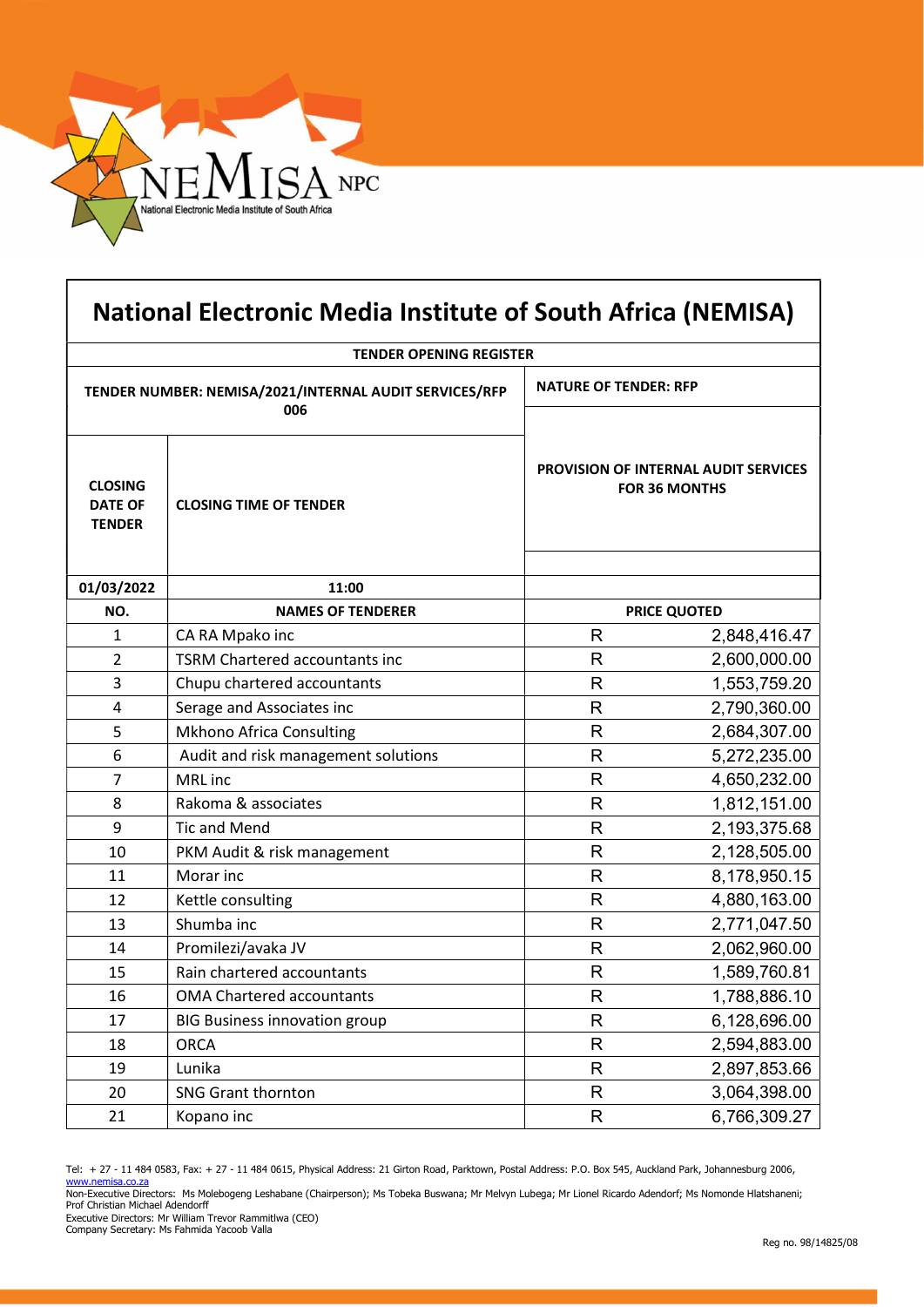NEMISA NPC
National Electronic Media Institute of South Africa

# National Electronic Media Institute of South Africa (NEMISA)

**TENDER OPENING REGISTER**

| TENDER NUMBER: NEMISA/2021/INTERNAL AUDIT SERVICES/RFP 006 | | NATURE OF TENDER: RFP |
|---|---|---|
| CLOSING DATE OF TENDER | CLOSING TIME OF TENDER | PROVISION OF INTERNAL AUDIT SERVICES FOR 36 MONTHS |
| 01/03/2022 | 11:00 | |

| NO. | NAMES OF TENDERER | PRICE QUOTED |
|---|---|---|
| 1 | CA RA Mpako inc | R 2,848,416.47 |
| 2 | TSRM Chartered accountants inc | R 2,600,000.00 |
| 3 | Chupu chartered accountants | R 1,553,759.20 |
| 4 | Serage and Associates inc | R 2,790,360.00 |
| 5 | Mkhono Africa Consulting | R 2,684,307.00 |
| 6 | Audit and risk management solutions | R 5,272,235.00 |
| 7 | MRL inc | R 4,650,232.00 |
| 8 | Rakoma & associates | R 1,812,151.00 |
| 9 | Tic and Mend | R 2,193,375.68 |
| 10 | PKM Audit & risk management | R 2,128,505.00 |
| 11 | Morar inc | R 8,178,950.15 |
| 12 | Kettle consulting | R 4,880,163.00 |
| 13 | Shumba inc | R 2,771,047.50 |
| 14 | Promilezi/avaka JV | R 2,062,960.00 |
| 15 | Rain chartered accountants | R 1,589,760.81 |
| 16 | OMA Chartered accountants | R 1,788,886.10 |
| 17 | BIG Business innovation group | R 6,128,696.00 |
| 18 | ORCA | R 2,594,883.00 |
| 19 | Lunika | R 2,897,853.66 |
| 20 | SNG Grant thornton | R 3,064,398.00 |
| 21 | Kopano inc | R 6,766,309.27 |

Tel: + 27 - 11 484 0583, Fax: + 27 - 11 484 0615, Physical Address: 21 Girton Road, Parktown, Postal Address: P.O. Box 545, Auckland Park, Johannesburg 2006, www.nemisa.co.za
Non-Executive Directors: Ms Molebogeng Leshabane (Chairperson); Ms Tobeka Buswana; Mr Melvyn Lubega; Mr Lionel Ricardo Adendorf; Ms Nomonde Hlatshaneni; Prof Christian Michael Adendorff
Executive Directors: Mr William Trevor Rammitlwa (CEO)
Company Secretary: Ms Fahmida Yacoob Valla

Reg no. 98/14825/08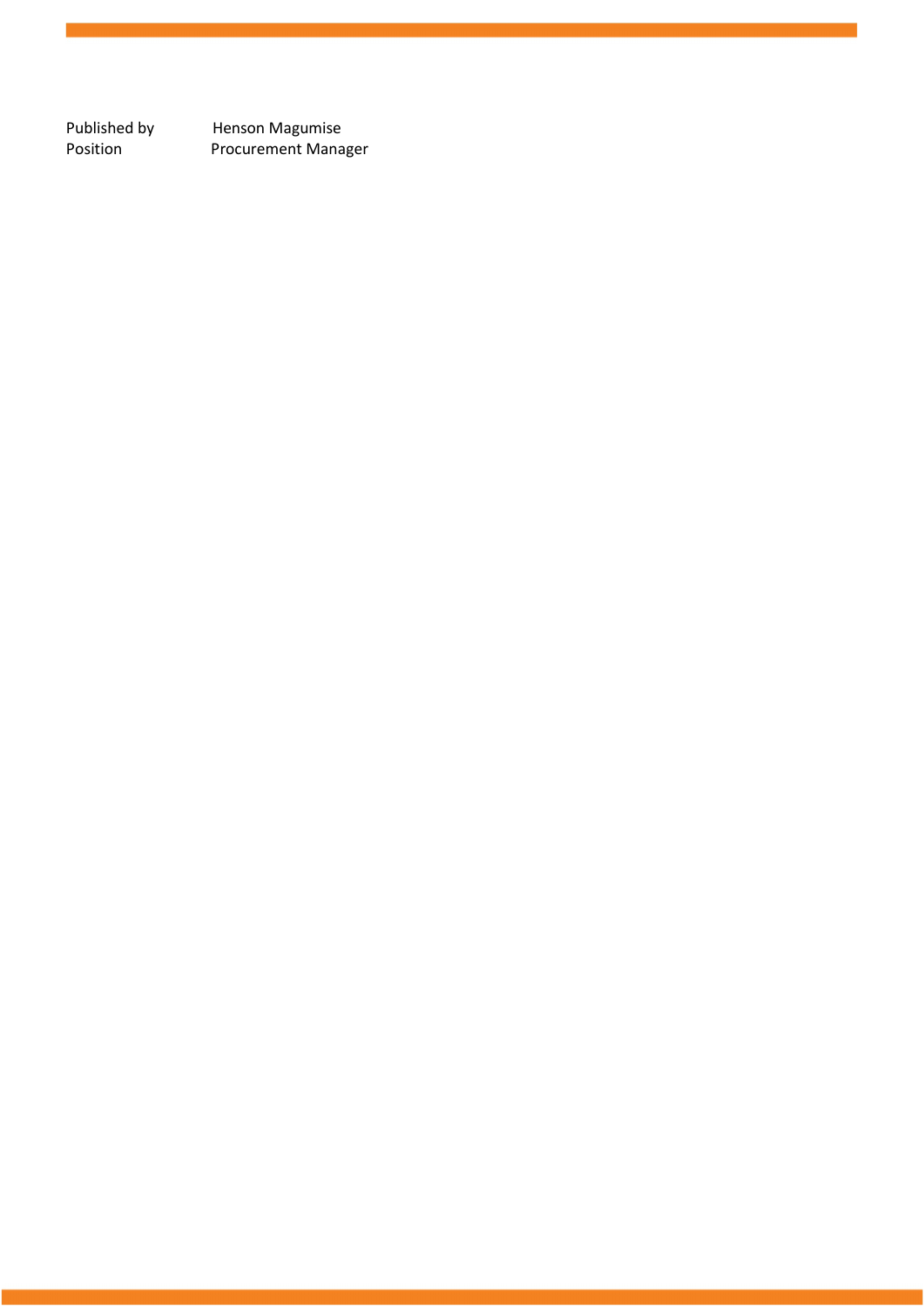| | |
|---|---|
| Published by | Henson Magumise |
| Position | Procurement Manager |